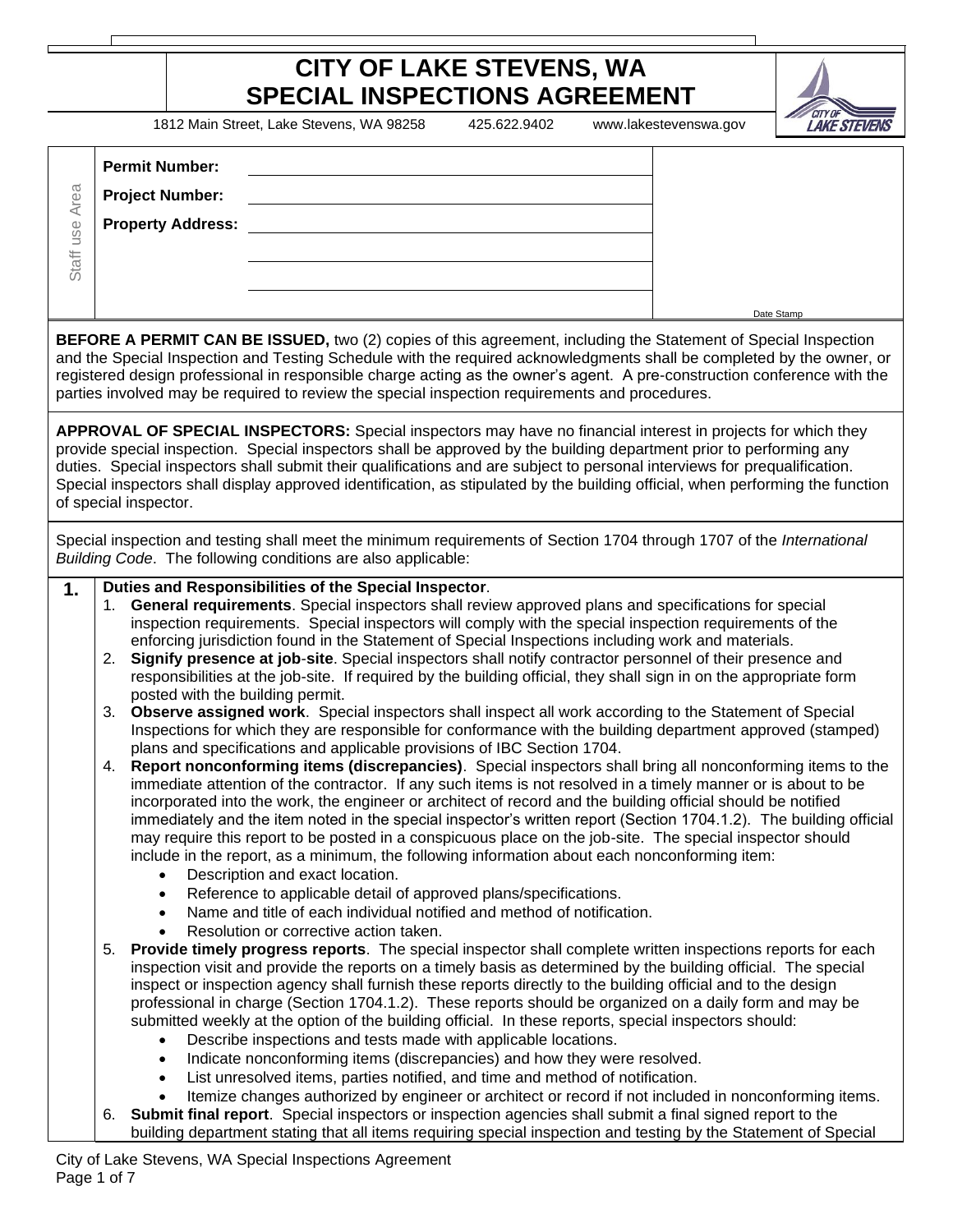# CITY OF LAKE STEVENS, WA
# SPECIAL INSPECTIONS AGREEMENT

1812 Main Street, Lake Stevens, WA 98258 425.622.9402 www.lakestevenswa.gov

| Staff use Area | | |
|---|---|---|
| **Permit Number:** | | Date Stamp |
| **Project Number:** | | |
| **Property Address:** | | |

**BEFORE A PERMIT CAN BE ISSUED,** two (2) copies of this agreement, including the Statement of Special Inspection and the Special Inspection and Testing Schedule with the required acknowledgments shall be completed by the owner, or registered design professional in responsible charge acting as the owner's agent. A pre-construction conference with the parties involved may be required to review the special inspection requirements and procedures.

**APPROVAL OF SPECIAL INSPECTORS:** Special inspectors may have no financial interest in projects for which they provide special inspection. Special inspectors shall be approved by the building department prior to performing any duties. Special inspectors shall submit their qualifications and are subject to personal interviews for prequalification. Special inspectors shall display approved identification, as stipulated by the building official, when performing the function of special inspector.

Special inspection and testing shall meet the minimum requirements of Section 1704 through 1707 of the *International Building Code*. The following conditions are also applicable:

**1. Duties and Responsibilities of the Special Inspector**.

1. **General requirements**. Special inspectors shall review approved plans and specifications for special inspection requirements. Special inspectors will comply with the special inspection requirements of the enforcing jurisdiction found in the Statement of Special Inspections including work and materials.
2. **Signify presence at job-site**. Special inspectors shall notify contractor personnel of their presence and responsibilities at the job-site. If required by the building official, they shall sign in on the appropriate form posted with the building permit.
3. **Observe assigned work**. Special inspectors shall inspect all work according to the Statement of Special Inspections for which they are responsible for conformance with the building department approved (stamped) plans and specifications and applicable provisions of IBC Section 1704.
4. **Report nonconforming items (discrepancies)**. Special inspectors shall bring all nonconforming items to the immediate attention of the contractor. If any such items is not resolved in a timely manner or is about to be incorporated into the work, the engineer or architect of record and the building official should be notified immediately and the item noted in the special inspector's written report (Section 1704.1.2). The building official may require this report to be posted in a conspicuous place on the job-site. The special inspector should include in the report, as a minimum, the following information about each nonconforming item:
   - Description and exact location.
   - Reference to applicable detail of approved plans/specifications.
   - Name and title of each individual notified and method of notification.
   - Resolution or corrective action taken.
5. **Provide timely progress reports**. The special inspector shall complete written inspections reports for each inspection visit and provide the reports on a timely basis as determined by the building official. The special inspect or inspection agency shall furnish these reports directly to the building official and to the design professional in charge (Section 1704.1.2). These reports should be organized on a daily form and may be submitted weekly at the option of the building official. In these reports, special inspectors should:
   - Describe inspections and tests made with applicable locations.
   - Indicate nonconforming items (discrepancies) and how they were resolved.
   - List unresolved items, parties notified, and time and method of notification.
   - Itemize changes authorized by engineer or architect or record if not included in nonconforming items.
6. **Submit final report**. Special inspectors or inspection agencies shall submit a final signed report to the building department stating that all items requiring special inspection and testing by the Statement of Special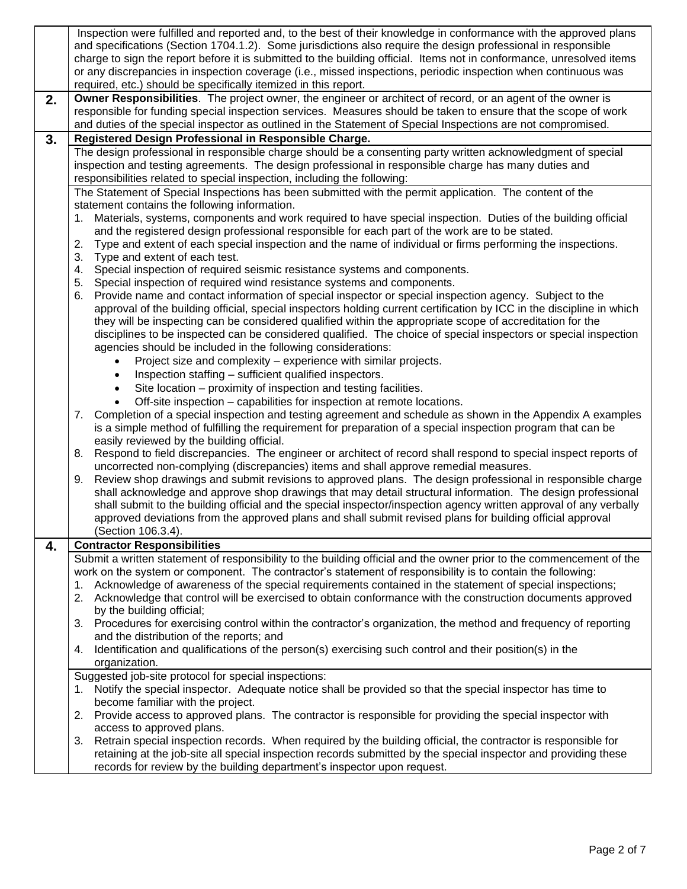Inspection were fulfilled and reported and, to the best of their knowledge in conformance with the approved plans and specifications (Section 1704.1.2). Some jurisdictions also require the design professional in responsible charge to sign the report before it is submitted to the building official. Items not in conformance, unresolved items or any discrepancies in inspection coverage (i.e., missed inspections, periodic inspection when continuous was required, etc.) should be specifically itemized in this report.

**2.** **Owner Responsibilities**. The project owner, the engineer or architect of record, or an agent of the owner is responsible for funding special inspection services. Measures should be taken to ensure that the scope of work and duties of the special inspector as outlined in the Statement of Special Inspections are not compromised.

**3.** **Registered Design Professional in Responsible Charge.**

The design professional in responsible charge should be a consenting party written acknowledgment of special inspection and testing agreements. The design professional in responsible charge has many duties and responsibilities related to special inspection, including the following:

The Statement of Special Inspections has been submitted with the permit application. The content of the statement contains the following information.

1. Materials, systems, components and work required to have special inspection. Duties of the building official and the registered design professional responsible for each part of the work are to be stated.
2. Type and extent of each special inspection and the name of individual or firms performing the inspections.
3. Type and extent of each test.
4. Special inspection of required seismic resistance systems and components.
5. Special inspection of required wind resistance systems and components.
6. Provide name and contact information of special inspector or special inspection agency. Subject to the approval of the building official, special inspectors holding current certification by ICC in the discipline in which they will be inspecting can be considered qualified within the appropriate scope of accreditation for the disciplines to be inspected can be considered qualified. The choice of special inspectors or special inspection agencies should be included in the following considerations:
   - Project size and complexity – experience with similar projects.
   - Inspection staffing – sufficient qualified inspectors.
   - Site location – proximity of inspection and testing facilities.
   - Off-site inspection – capabilities for inspection at remote locations.
7. Completion of a special inspection and testing agreement and schedule as shown in the Appendix A examples is a simple method of fulfilling the requirement for preparation of a special inspection program that can be easily reviewed by the building official.
8. Respond to field discrepancies. The engineer or architect of record shall respond to special inspect reports of uncorrected non-complying (discrepancies) items and shall approve remedial measures.
9. Review shop drawings and submit revisions to approved plans. The design professional in responsible charge shall acknowledge and approve shop drawings that may detail structural information. The design professional shall submit to the building official and the special inspector/inspection agency written approval of any verbally approved deviations from the approved plans and shall submit revised plans for building official approval (Section 106.3.4).

**4.** **Contractor Responsibilities**

Submit a written statement of responsibility to the building official and the owner prior to the commencement of the work on the system or component. The contractor's statement of responsibility is to contain the following:

1. Acknowledge of awareness of the special requirements contained in the statement of special inspections;
2. Acknowledge that control will be exercised to obtain conformance with the construction documents approved by the building official;
3. Procedures for exercising control within the contractor's organization, the method and frequency of reporting and the distribution of the reports; and
4. Identification and qualifications of the person(s) exercising such control and their position(s) in the organization.

Suggested job-site protocol for special inspections:

1. Notify the special inspector. Adequate notice shall be provided so that the special inspector has time to become familiar with the project.
2. Provide access to approved plans. The contractor is responsible for providing the special inspector with access to approved plans.
3. Retrain special inspection records. When required by the building official, the contractor is responsible for retaining at the job-site all special inspection records submitted by the special inspector and providing these records for review by the building department's inspector upon request.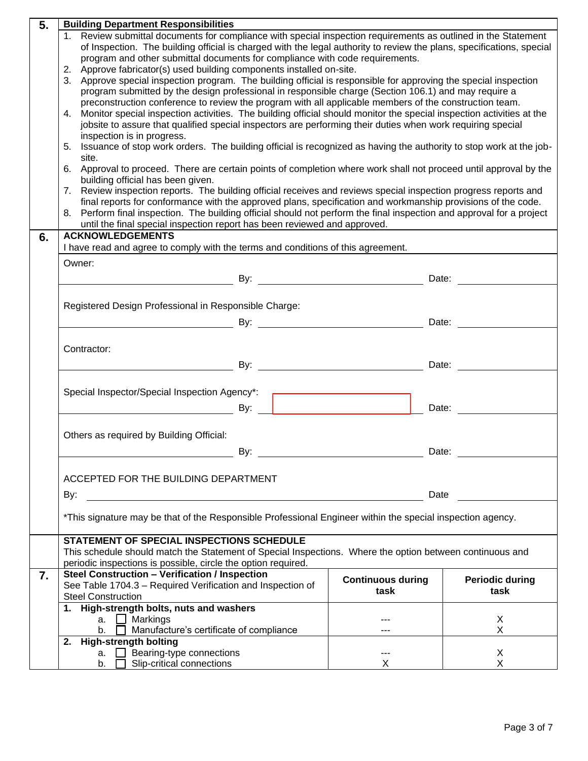## 5. Building Department Responsibilities

1. Review submittal documents for compliance with special inspection requirements as outlined in the Statement of Inspection. The building official is charged with the legal authority to review the plans, specifications, special program and other submittal documents for compliance with code requirements.
2. Approve fabricator(s) used building components installed on-site.
3. Approve special inspection program. The building official is responsible for approving the special inspection program submitted by the design professional in responsible charge (Section 106.1) and may require a preconstruction conference to review the program with all applicable members of the construction team.
4. Monitor special inspection activities. The building official should monitor the special inspection activities at the jobsite to assure that qualified special inspectors are performing their duties when work requiring special inspection is in progress.
5. Issuance of stop work orders. The building official is recognized as having the authority to stop work at the job-site.
6. Approval to proceed. There are certain points of completion where work shall not proceed until approval by the building official has been given.
7. Review inspection reports. The building official receives and reviews special inspection progress reports and final reports for conformance with the approved plans, specification and workmanship provisions of the code.
8. Perform final inspection. The building official should not perform the final inspection and approval for a project until the final special inspection report has been reviewed and approved.

## 6. ACKNOWLEDGEMENTS

I have read and agree to comply with the terms and conditions of this agreement.

Owner:

______________________ By: ______________________ Date: ____________

Registered Design Professional in Responsible Charge:

______________________ By: ______________________ Date: ____________

Contractor:

______________________ By: ______________________ Date: ____________

Special Inspector/Special Inspection Agency*:

______________________ By: ______________________ Date: ____________

Others as required by Building Official:

______________________ By: ______________________ Date: ____________

ACCEPTED FOR THE BUILDING DEPARTMENT

By: ______________________________________ Date ____________

*This signature may be that of the Responsible Professional Engineer within the special inspection agency.

**STATEMENT OF SPECIAL INSPECTIONS SCHEDULE**

This schedule should match the Statement of Special Inspections. Where the option between continuous and periodic inspections is possible, circle the option required.

## 7.

| **Steel Construction – Verification / Inspection** See Table 1704.3 – Required Verification and Inspection of Steel Construction | **Continuous during task** | **Periodic during task** |
|---|---|---|
| **1. High-strength bolts, nuts and washers** | | |
| a. ☐ Markings | --- | X |
| b. ☐ Manufacture's certificate of compliance | --- | X |
| **2. High-strength bolting** | | |
| a. ☐ Bearing-type connections | --- | X |
| b. ☐ Slip-critical connections | X | X |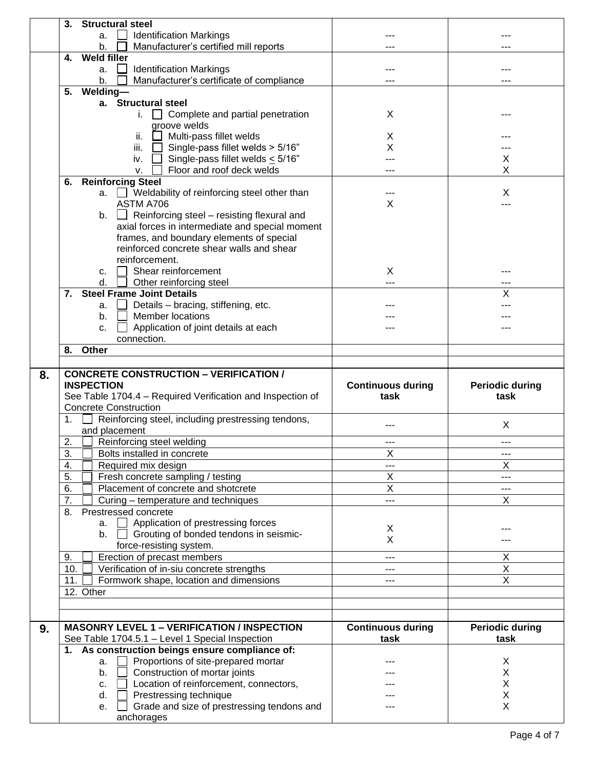| | | | |
|---|---|---|---|
| | **3. Structural steel** | | |
| | a. ☐ Identification Markings | --- | --- |
| | b. ☐ Manufacturer's certified mill reports | --- | --- |
| | **4. Weld filler** | | |
| | a. ☐ Identification Markings | --- | --- |
| | b. ☐ Manufacturer's certificate of compliance | --- | --- |
| | **5. Welding—** | | |
| | **a. Structural steel** | | |
| | i. ☐ Complete and partial penetration groove welds | X | --- |
| | ii. ☐ Multi-pass fillet welds | X | --- |
| | iii. ☐ Single-pass fillet welds > 5/16" | X | --- |
| | iv. ☐ Single-pass fillet welds ≤ 5/16" | --- | X |
| | v. ☐ Floor and roof deck welds | --- | X |
| | **6. Reinforcing Steel** | | |
| | a. ☐ Weldability of reinforcing steel other than ASTM A706 | --- | X |
| | b. ☐ Reinforcing steel – resisting flexural and axial forces in intermediate and special moment frames, and boundary elements of special reinforced concrete shear walls and shear reinforcement. | X | --- |
| | c. ☐ Shear reinforcement | X | --- |
| | d. ☐ Other reinforcing steel | --- | --- |
| | **7. Steel Frame Joint Details** | | X |
| | a. ☐ Details – bracing, stiffening, etc. | --- | --- |
| | b. ☐ Member locations | --- | --- |
| | c. ☐ Application of joint details at each connection. | --- | --- |
| | **8. Other** | | |
| | | | |
| **8.** | **CONCRETE CONSTRUCTION – VERIFICATION / INSPECTION** See Table 1704.4 – Required Verification and Inspection of Concrete Construction | **Continuous during task** | **Periodic during task** |
| | 1. ☐ Reinforcing steel, including prestressing tendons, and placement | --- | X |
| | 2. ☐ Reinforcing steel welding | --- | --- |
| | 3. ☐ Bolts installed in concrete | X | --- |
| | 4. ☐ Required mix design | --- | X |
| | 5. ☐ Fresh concrete sampling / testing | X | --- |
| | 6. ☐ Placement of concrete and shotcrete | X | --- |
| | 7. ☐ Curing – temperature and techniques | --- | X |
| | 8. Prestressed concrete | | |
| | a. ☐ Application of prestressing forces | X | --- |
| | b. ☐ Grouting of bonded tendons in seismic-force-resisting system. | X | --- |
| | 9. ☐ Erection of precast members | --- | X |
| | 10. ☐ Verification of in-siu concrete strengths | --- | X |
| | 11. ☐ Formwork shape, location and dimensions | --- | X |
| | 12. Other | | |
| | | | |
| | | | |
| **9.** | **MASONRY LEVEL 1 – VERIFICATION / INSPECTION** See Table 1704.5.1 – Level 1 Special Inspection | **Continuous during task** | **Periodic during task** |
| | **1. As construction beings ensure compliance of:** | | |
| | a. ☐ Proportions of site-prepared mortar | --- | X |
| | b. ☐ Construction of mortar joints | --- | X |
| | c. ☐ Location of reinforcement, connectors, | --- | X |
| | d. ☐ Prestressing technique | --- | X |
| | e. ☐ Grade and size of prestressing tendons and anchorages | --- | X |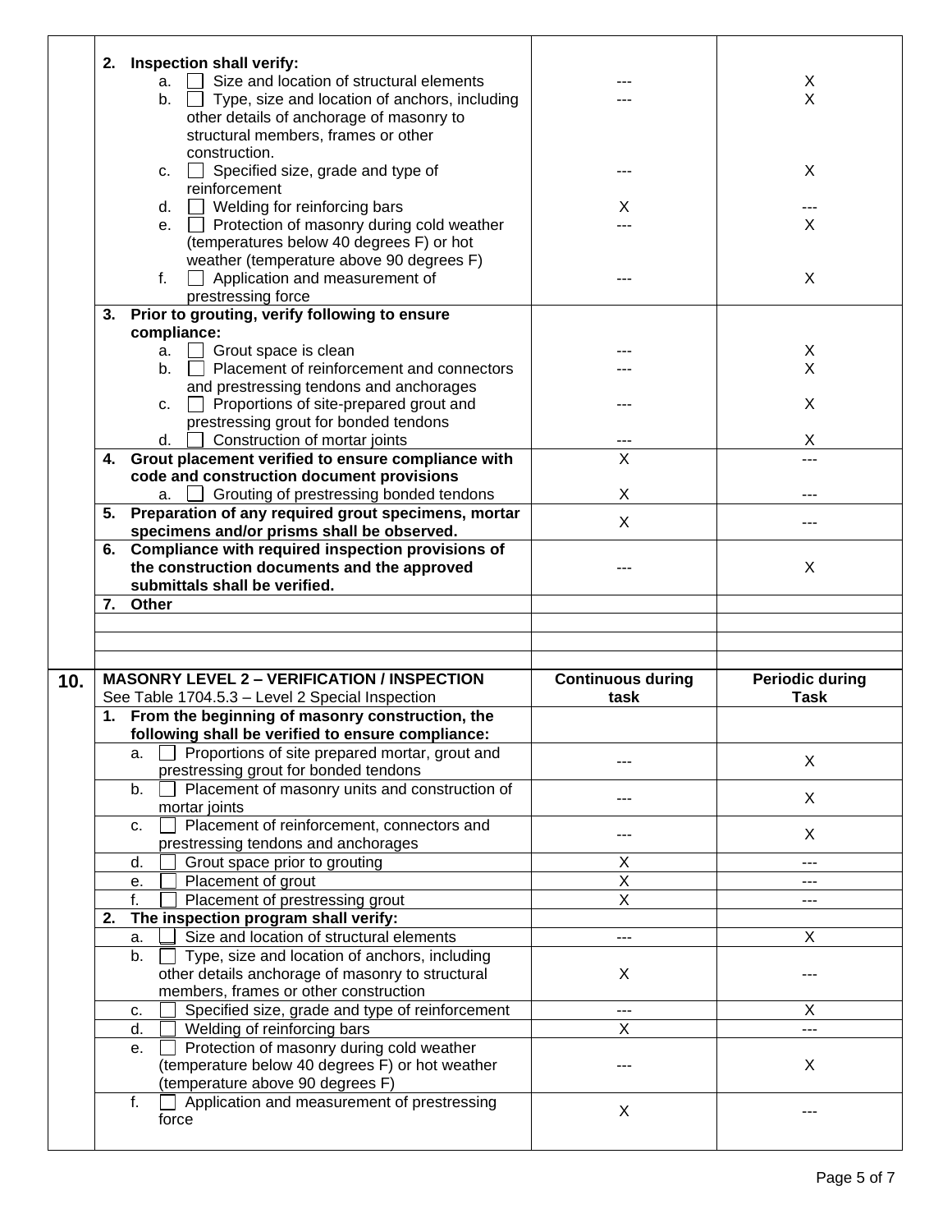| | | | |
|---|---|---|---|
| | **2. Inspection shall verify:** | | |
| | a. ☐ Size and location of structural elements | --- | X |
| | b. ☐ Type, size and location of anchors, including other details of anchorage of masonry to structural members, frames or other construction. | --- | X |
| | c. ☐ Specified size, grade and type of reinforcement | --- | X |
| | d. ☐ Welding for reinforcing bars | X | --- |
| | e. ☐ Protection of masonry during cold weather (temperatures below 40 degrees F) or hot weather (temperature above 90 degrees F) | --- | X |
| | f. ☐ Application and measurement of prestressing force | --- | X |
| | **3. Prior to grouting, verify following to ensure compliance:** | | |
| | a. ☐ Grout space is clean | --- | X |
| | b. ☐ Placement of reinforcement and connectors and prestressing tendons and anchorages | --- | X |
| | c. ☐ Proportions of site-prepared grout and prestressing grout for bonded tendons | --- | X |
| | d. ☐ Construction of mortar joints | --- | X |
| | **4. Grout placement verified to ensure compliance with code and construction document provisions** | X | --- |
| | a. ☐ Grouting of prestressing bonded tendons | X | --- |
| | **5. Preparation of any required grout specimens, mortar specimens and/or prisms shall be observed.** | X | --- |
| | **6. Compliance with required inspection provisions of the construction documents and the approved submittals shall be verified.** | --- | X |
| | **7. Other** | | |
| | | | |
| | | | |
| | | | |
| **10.** | **MASONRY LEVEL 2 – VERIFICATION / INSPECTION** See Table 1704.5.3 – Level 2 Special Inspection | **Continuous during task** | **Periodic during Task** |
| | **1. From the beginning of masonry construction, the following shall be verified to ensure compliance:** | | |
| | a. ☐ Proportions of site prepared mortar, grout and prestressing grout for bonded tendons | --- | X |
| | b. ☐ Placement of masonry units and construction of mortar joints | --- | X |
| | c. ☐ Placement of reinforcement, connectors and prestressing tendons and anchorages | --- | X |
| | d. ☐ Grout space prior to grouting | X | --- |
| | e. ☐ Placement of grout | X | --- |
| | f. ☐ Placement of prestressing grout | X | --- |
| | **2. The inspection program shall verify:** | | |
| | a. ☐ Size and location of structural elements | --- | X |
| | b. ☐ Type, size and location of anchors, including other details anchorage of masonry to structural members, frames or other construction | X | --- |
| | c. ☐ Specified size, grade and type of reinforcement | --- | X |
| | d. ☐ Welding of reinforcing bars | X | --- |
| | e. ☐ Protection of masonry during cold weather (temperature below 40 degrees F) or hot weather (temperature above 90 degrees F) | --- | X |
| | f. ☐ Application and measurement of prestressing force | X | --- |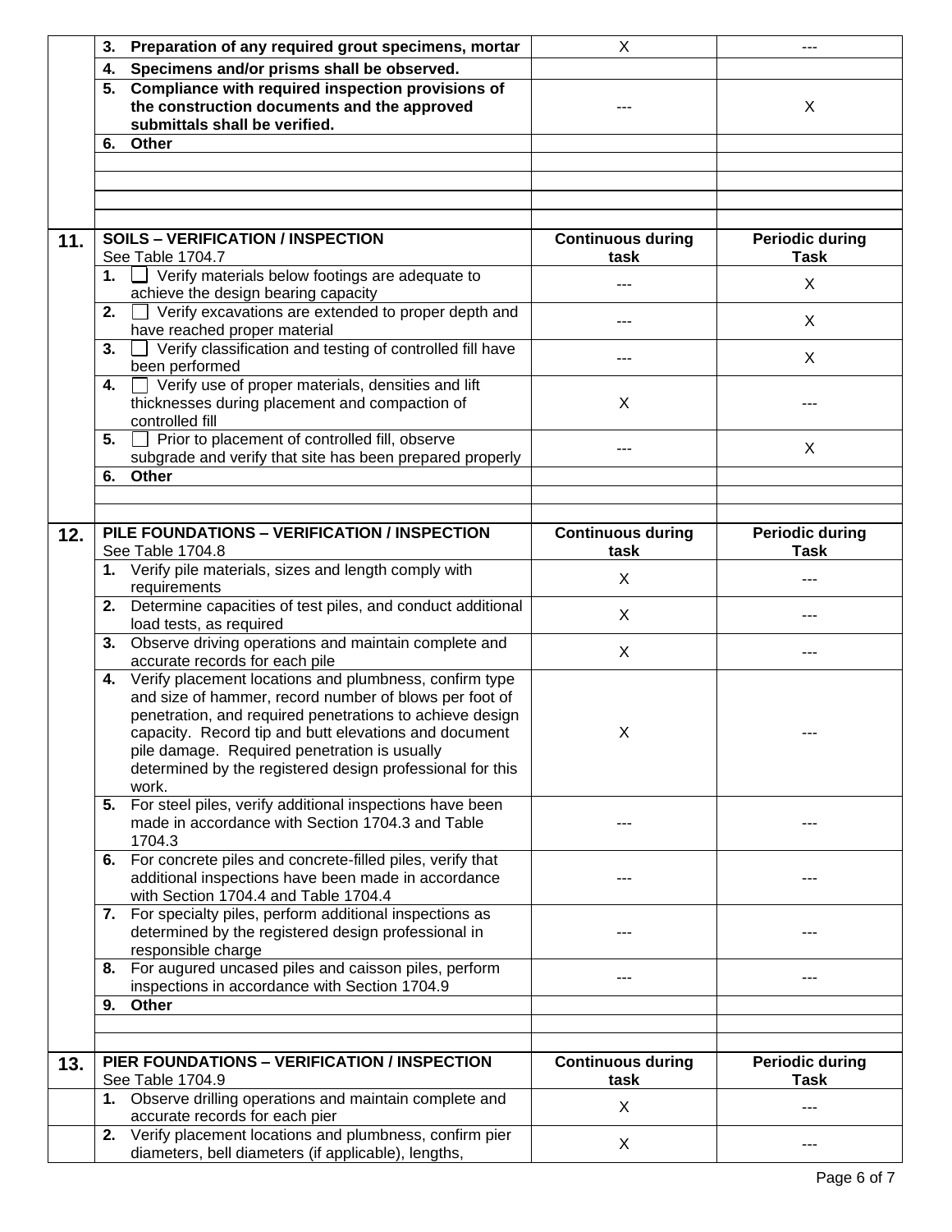| | | Continuous during task | Periodic during Task |
|---|---|---|---|
| | **3. Preparation of any required grout specimens, mortar** | X | --- |
| | **4. Specimens and/or prisms shall be observed.** | | |
| | **5. Compliance with required inspection provisions of the construction documents and the approved submittals shall be verified.** | --- | X |
| | **6. Other** | | |
| | | | |
| | | | |
| | | | |
| | | | |
| **11.** | **SOILS – VERIFICATION / INSPECTION** See Table 1704.7 | **Continuous during task** | **Periodic during Task** |
| | **1.** ☐ Verify materials below footings are adequate to achieve the design bearing capacity | --- | X |
| | **2.** ☐ Verify excavations are extended to proper depth and have reached proper material | --- | X |
| | **3.** ☐ Verify classification and testing of controlled fill have been performed | --- | X |
| | **4.** ☐ Verify use of proper materials, densities and lift thicknesses during placement and compaction of controlled fill | X | --- |
| | **5.** ☐ Prior to placement of controlled fill, observe subgrade and verify that site has been prepared properly | --- | X |
| | **6. Other** | | |
| | | | |
| | | | |
| **12.** | **PILE FOUNDATIONS – VERIFICATION / INSPECTION** See Table 1704.8 | **Continuous during task** | **Periodic during Task** |
| | **1.** Verify pile materials, sizes and length comply with requirements | X | --- |
| | **2.** Determine capacities of test piles, and conduct additional load tests, as required | X | --- |
| | **3.** Observe driving operations and maintain complete and accurate records for each pile | X | --- |
| | **4.** Verify placement locations and plumbness, confirm type and size of hammer, record number of blows per foot of penetration, and required penetrations to achieve design capacity. Record tip and butt elevations and document pile damage. Required penetration is usually determined by the registered design professional for this work. | X | --- |
| | **5.** For steel piles, verify additional inspections have been made in accordance with Section 1704.3 and Table 1704.3 | --- | --- |
| | **6.** For concrete piles and concrete-filled piles, verify that additional inspections have been made in accordance with Section 1704.4 and Table 1704.4 | --- | --- |
| | **7.** For specialty piles, perform additional inspections as determined by the registered design professional in responsible charge | --- | --- |
| | **8.** For augured uncased piles and caisson piles, perform inspections in accordance with Section 1704.9 | --- | --- |
| | **9. Other** | | |
| | | | |
| | | | |
| **13.** | **PIER FOUNDATIONS – VERIFICATION / INSPECTION** See Table 1704.9 | **Continuous during task** | **Periodic during Task** |
| | **1.** Observe drilling operations and maintain complete and accurate records for each pier | X | --- |
| | **2.** Verify placement locations and plumbness, confirm pier diameters, bell diameters (if applicable), lengths, | X | --- |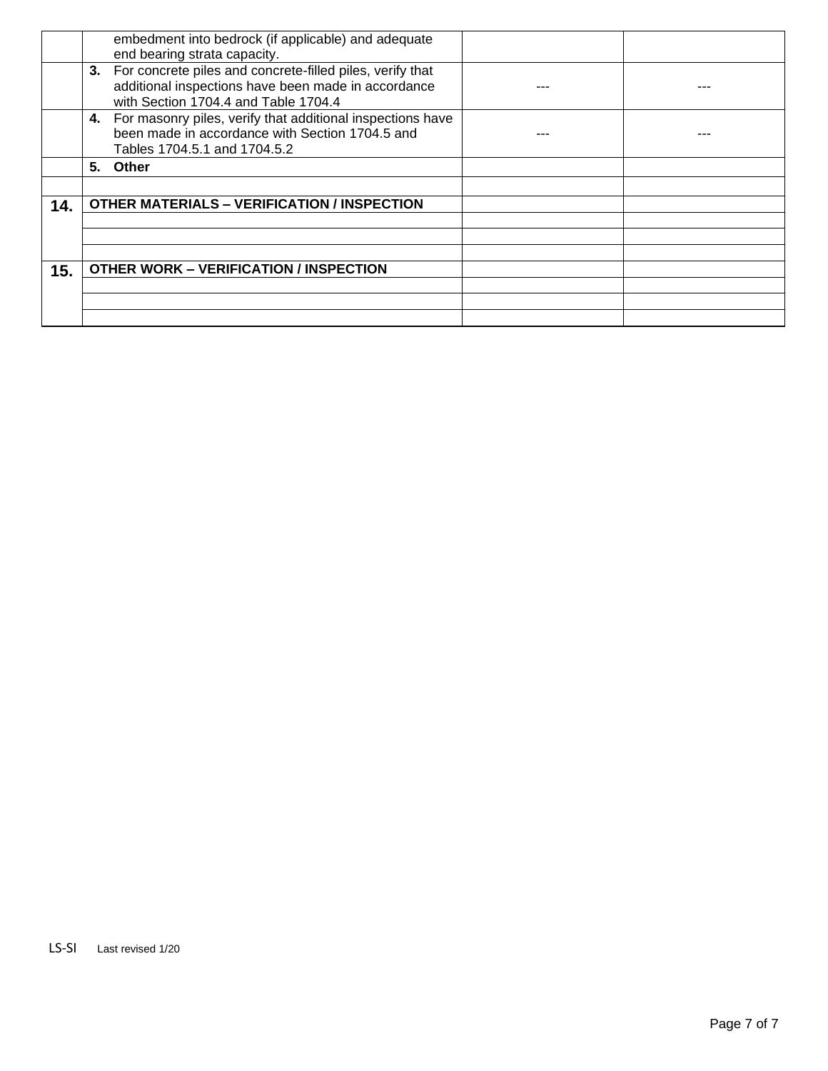| | | | |
|---|---|---|---|
| | embedment into bedrock (if applicable) and adequate end bearing strata capacity. | | |
| | **3.** For concrete piles and concrete-filled piles, verify that additional inspections have been made in accordance with Section 1704.4 and Table 1704.4 | --- | --- |
| | **4.** For masonry piles, verify that additional inspections have been made in accordance with Section 1704.5 and Tables 1704.5.1 and 1704.5.2 | --- | --- |
| | **5. Other** | | |
| | | | |
| **14.** | **OTHER MATERIALS – VERIFICATION / INSPECTION** | | |
| | | | |
| | | | |
| | | | |
| **15.** | **OTHER WORK – VERIFICATION / INSPECTION** | | |
| | | | |
| | | | |
| | | | |

LS-SI Last revised 1/20